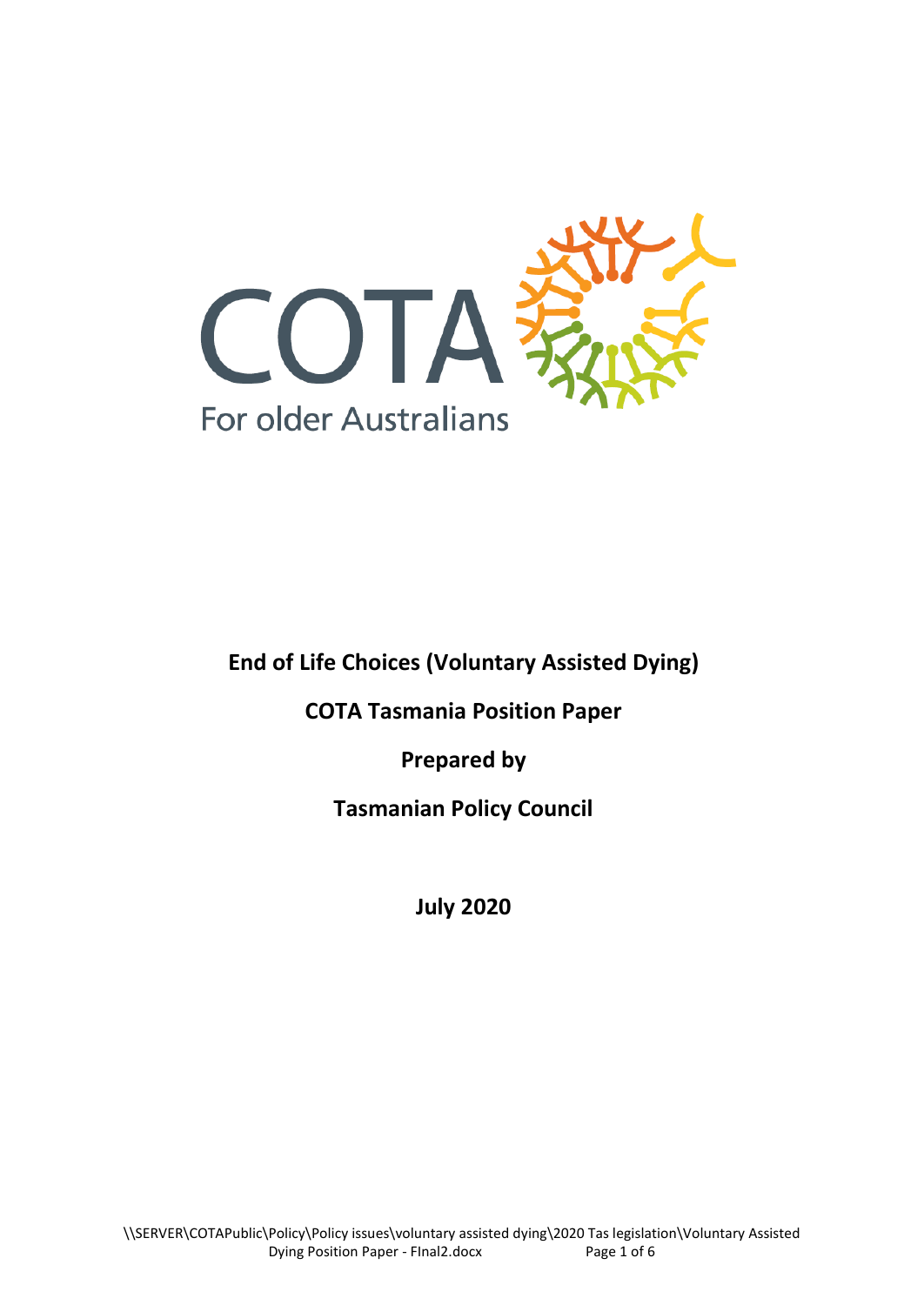COTA

For older Australians

**End of Life Choices (Voluntary Assisted Dying)**

**COTA Tasmania Position Paper**

**Prepared by**

**Tasmanian Policy Council**

**July 2020**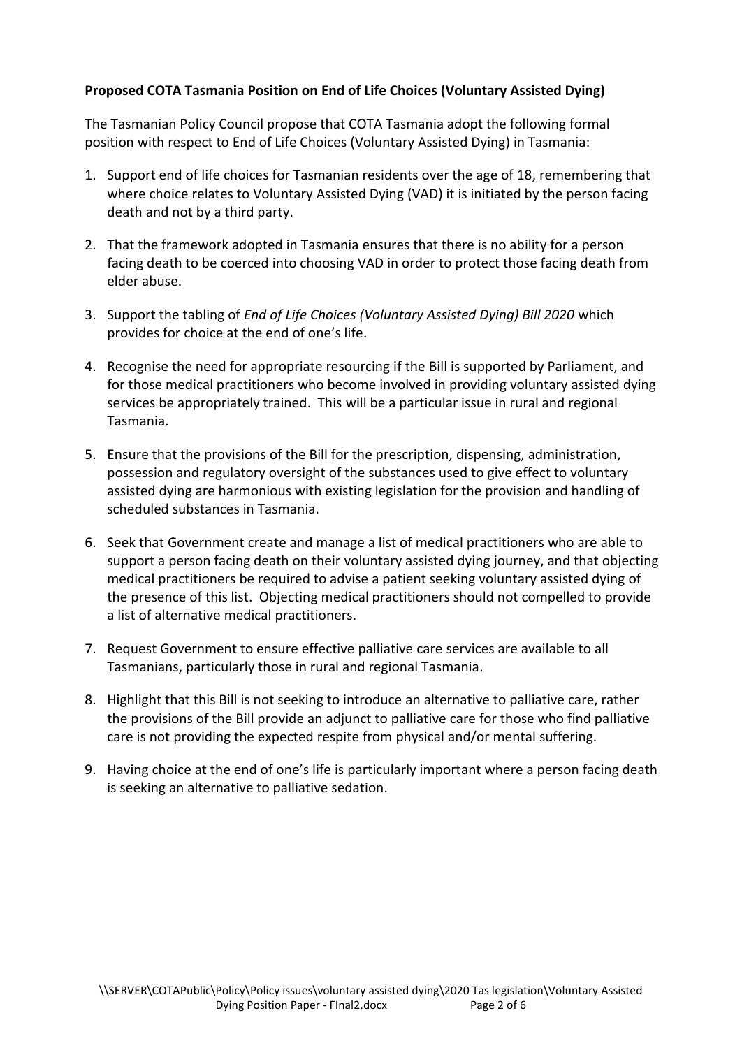**Proposed COTA Tasmania Position on End of Life Choices (Voluntary Assisted Dying)**

The Tasmanian Policy Council propose that COTA Tasmania adopt the following formal position with respect to End of Life Choices (Voluntary Assisted Dying) in Tasmania:

1. Support end of life choices for Tasmanian residents over the age of 18, remembering that where choice relates to Voluntary Assisted Dying (VAD) it is initiated by the person facing death and not by a third party.
2. That the framework adopted in Tasmania ensures that there is no ability for a person facing death to be coerced into choosing VAD in order to protect those facing death from elder abuse.
3. Support the tabling of *End of Life Choices (Voluntary Assisted Dying) Bill 2020* which provides for choice at the end of one's life.
4. Recognise the need for appropriate resourcing if the Bill is supported by Parliament, and for those medical practitioners who become involved in providing voluntary assisted dying services be appropriately trained. This will be a particular issue in rural and regional Tasmania.
5. Ensure that the provisions of the Bill for the prescription, dispensing, administration, possession and regulatory oversight of the substances used to give effect to voluntary assisted dying are harmonious with existing legislation for the provision and handling of scheduled substances in Tasmania.
6. Seek that Government create and manage a list of medical practitioners who are able to support a person facing death on their voluntary assisted dying journey, and that objecting medical practitioners be required to advise a patient seeking voluntary assisted dying of the presence of this list. Objecting medical practitioners should not compelled to provide a list of alternative medical practitioners.
7. Request Government to ensure effective palliative care services are available to all Tasmanians, particularly those in rural and regional Tasmania.
8. Highlight that this Bill is not seeking to introduce an alternative to palliative care, rather the provisions of the Bill provide an adjunct to palliative care for those who find palliative care is not providing the expected respite from physical and/or mental suffering.
9. Having choice at the end of one's life is particularly important where a person facing death is seeking an alternative to palliative sedation.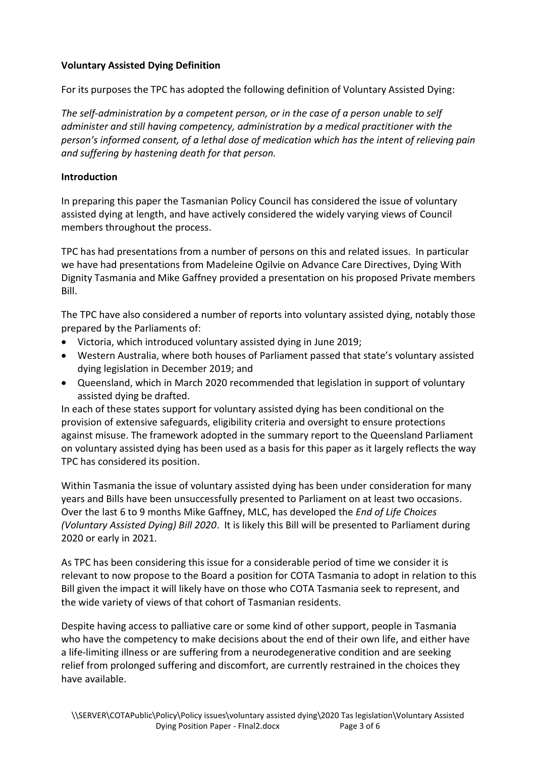**Voluntary Assisted Dying Definition**

For its purposes the TPC has adopted the following definition of Voluntary Assisted Dying:

*The self-administration by a competent person, or in the case of a person unable to self administer and still having competency, administration by a medical practitioner with the person's informed consent, of a lethal dose of medication which has the intent of relieving pain and suffering by hastening death for that person.*

**Introduction**

In preparing this paper the Tasmanian Policy Council has considered the issue of voluntary assisted dying at length, and have actively considered the widely varying views of Council members throughout the process.

TPC has had presentations from a number of persons on this and related issues. In particular we have had presentations from Madeleine Ogilvie on Advance Care Directives, Dying With Dignity Tasmania and Mike Gaffney provided a presentation on his proposed Private members Bill.

The TPC have also considered a number of reports into voluntary assisted dying, notably those prepared by the Parliaments of:

- Victoria, which introduced voluntary assisted dying in June 2019;
- Western Australia, where both houses of Parliament passed that state's voluntary assisted dying legislation in December 2019; and
- Queensland, which in March 2020 recommended that legislation in support of voluntary assisted dying be drafted.

In each of these states support for voluntary assisted dying has been conditional on the provision of extensive safeguards, eligibility criteria and oversight to ensure protections against misuse. The framework adopted in the summary report to the Queensland Parliament on voluntary assisted dying has been used as a basis for this paper as it largely reflects the way TPC has considered its position.

Within Tasmania the issue of voluntary assisted dying has been under consideration for many years and Bills have been unsuccessfully presented to Parliament on at least two occasions. Over the last 6 to 9 months Mike Gaffney, MLC, has developed the *End of Life Choices (Voluntary Assisted Dying) Bill 2020*. It is likely this Bill will be presented to Parliament during 2020 or early in 2021.

As TPC has been considering this issue for a considerable period of time we consider it is relevant to now propose to the Board a position for COTA Tasmania to adopt in relation to this Bill given the impact it will likely have on those who COTA Tasmania seek to represent, and the wide variety of views of that cohort of Tasmanian residents.

Despite having access to palliative care or some kind of other support, people in Tasmania who have the competency to make decisions about the end of their own life, and either have a life-limiting illness or are suffering from a neurodegenerative condition and are seeking relief from prolonged suffering and discomfort, are currently restrained in the choices they have available.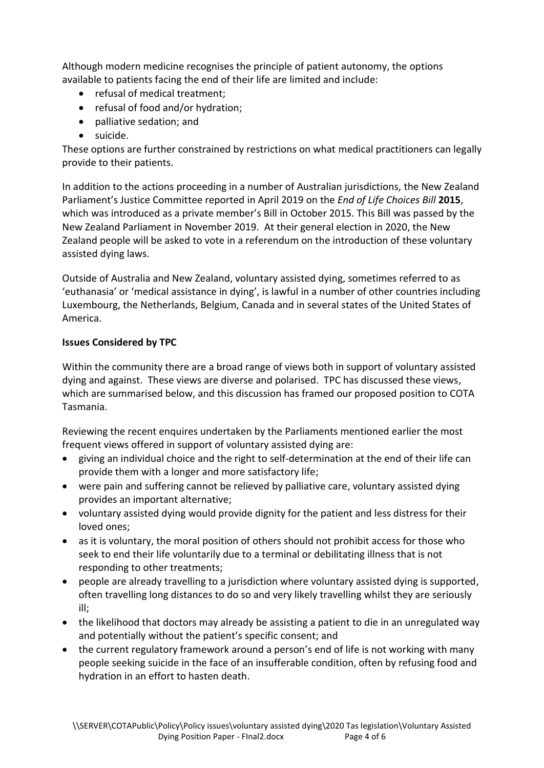Although modern medicine recognises the principle of patient autonomy, the options available to patients facing the end of their life are limited and include:

- refusal of medical treatment;
- refusal of food and/or hydration;
- palliative sedation; and
- suicide.

These options are further constrained by restrictions on what medical practitioners can legally provide to their patients.

In addition to the actions proceeding in a number of Australian jurisdictions, the New Zealand Parliament's Justice Committee reported in April 2019 on the *End of Life Choices Bill* **2015**, which was introduced as a private member's Bill in October 2015. This Bill was passed by the New Zealand Parliament in November 2019. At their general election in 2020, the New Zealand people will be asked to vote in a referendum on the introduction of these voluntary assisted dying laws.

Outside of Australia and New Zealand, voluntary assisted dying, sometimes referred to as 'euthanasia' or 'medical assistance in dying', is lawful in a number of other countries including Luxembourg, the Netherlands, Belgium, Canada and in several states of the United States of America.

**Issues Considered by TPC**

Within the community there are a broad range of views both in support of voluntary assisted dying and against. These views are diverse and polarised. TPC has discussed these views, which are summarised below, and this discussion has framed our proposed position to COTA Tasmania.

Reviewing the recent enquires undertaken by the Parliaments mentioned earlier the most frequent views offered in support of voluntary assisted dying are:

- giving an individual choice and the right to self-determination at the end of their life can provide them with a longer and more satisfactory life;
- were pain and suffering cannot be relieved by palliative care, voluntary assisted dying provides an important alternative;
- voluntary assisted dying would provide dignity for the patient and less distress for their loved ones;
- as it is voluntary, the moral position of others should not prohibit access for those who seek to end their life voluntarily due to a terminal or debilitating illness that is not responding to other treatments;
- people are already travelling to a jurisdiction where voluntary assisted dying is supported, often travelling long distances to do so and very likely travelling whilst they are seriously ill;
- the likelihood that doctors may already be assisting a patient to die in an unregulated way and potentially without the patient's specific consent; and
- the current regulatory framework around a person's end of life is not working with many people seeking suicide in the face of an insufferable condition, often by refusing food and hydration in an effort to hasten death.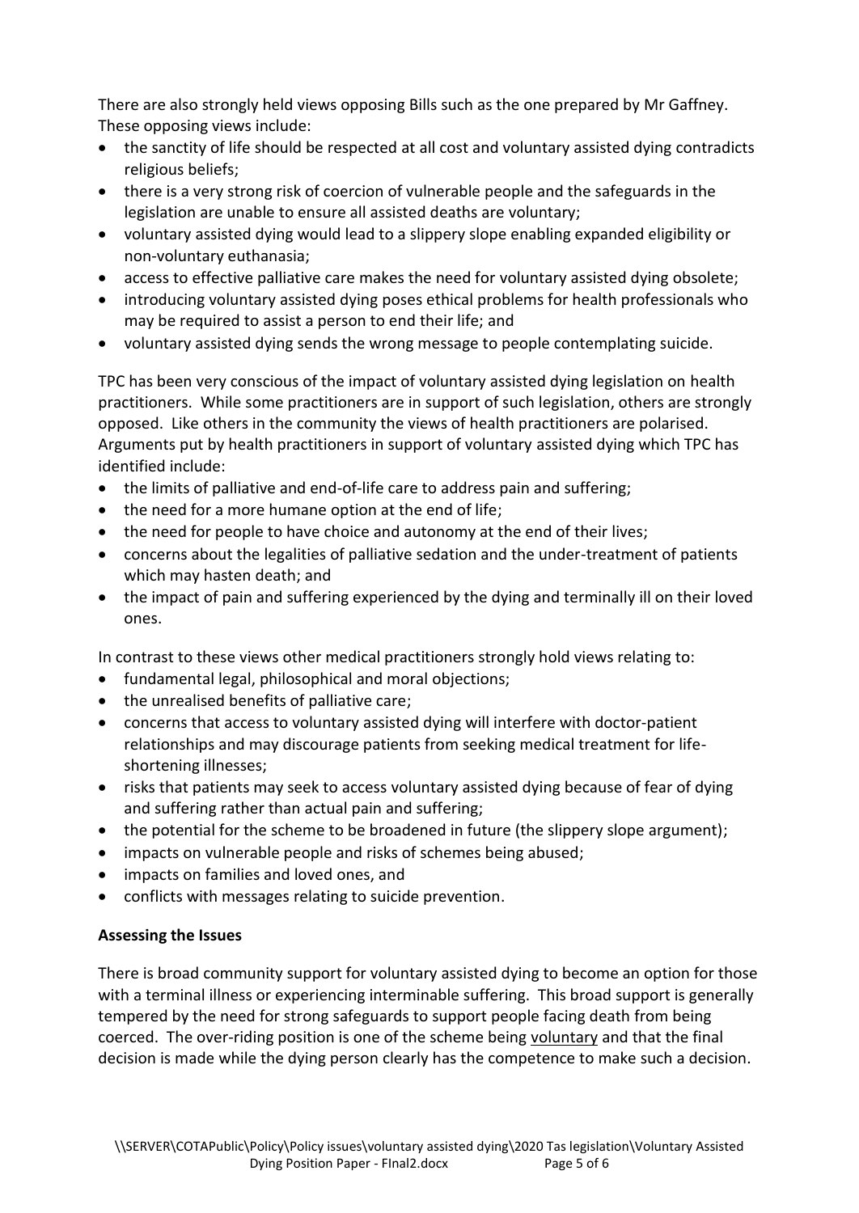There are also strongly held views opposing Bills such as the one prepared by Mr Gaffney. These opposing views include:

- the sanctity of life should be respected at all cost and voluntary assisted dying contradicts religious beliefs;
- there is a very strong risk of coercion of vulnerable people and the safeguards in the legislation are unable to ensure all assisted deaths are voluntary;
- voluntary assisted dying would lead to a slippery slope enabling expanded eligibility or non-voluntary euthanasia;
- access to effective palliative care makes the need for voluntary assisted dying obsolete;
- introducing voluntary assisted dying poses ethical problems for health professionals who may be required to assist a person to end their life; and
- voluntary assisted dying sends the wrong message to people contemplating suicide.

TPC has been very conscious of the impact of voluntary assisted dying legislation on health practitioners. While some practitioners are in support of such legislation, others are strongly opposed. Like others in the community the views of health practitioners are polarised. Arguments put by health practitioners in support of voluntary assisted dying which TPC has identified include:

- the limits of palliative and end-of-life care to address pain and suffering;
- the need for a more humane option at the end of life;
- the need for people to have choice and autonomy at the end of their lives;
- concerns about the legalities of palliative sedation and the under-treatment of patients which may hasten death; and
- the impact of pain and suffering experienced by the dying and terminally ill on their loved ones.

In contrast to these views other medical practitioners strongly hold views relating to:

- fundamental legal, philosophical and moral objections;
- the unrealised benefits of palliative care;
- concerns that access to voluntary assisted dying will interfere with doctor-patient relationships and may discourage patients from seeking medical treatment for life-shortening illnesses;
- risks that patients may seek to access voluntary assisted dying because of fear of dying and suffering rather than actual pain and suffering;
- the potential for the scheme to be broadened in future (the slippery slope argument);
- impacts on vulnerable people and risks of schemes being abused;
- impacts on families and loved ones, and
- conflicts with messages relating to suicide prevention.

**Assessing the Issues**

There is broad community support for voluntary assisted dying to become an option for those with a terminal illness or experiencing interminable suffering. This broad support is generally tempered by the need for strong safeguards to support people facing death from being coerced. The over-riding position is one of the scheme being voluntary and that the final decision is made while the dying person clearly has the competence to make such a decision.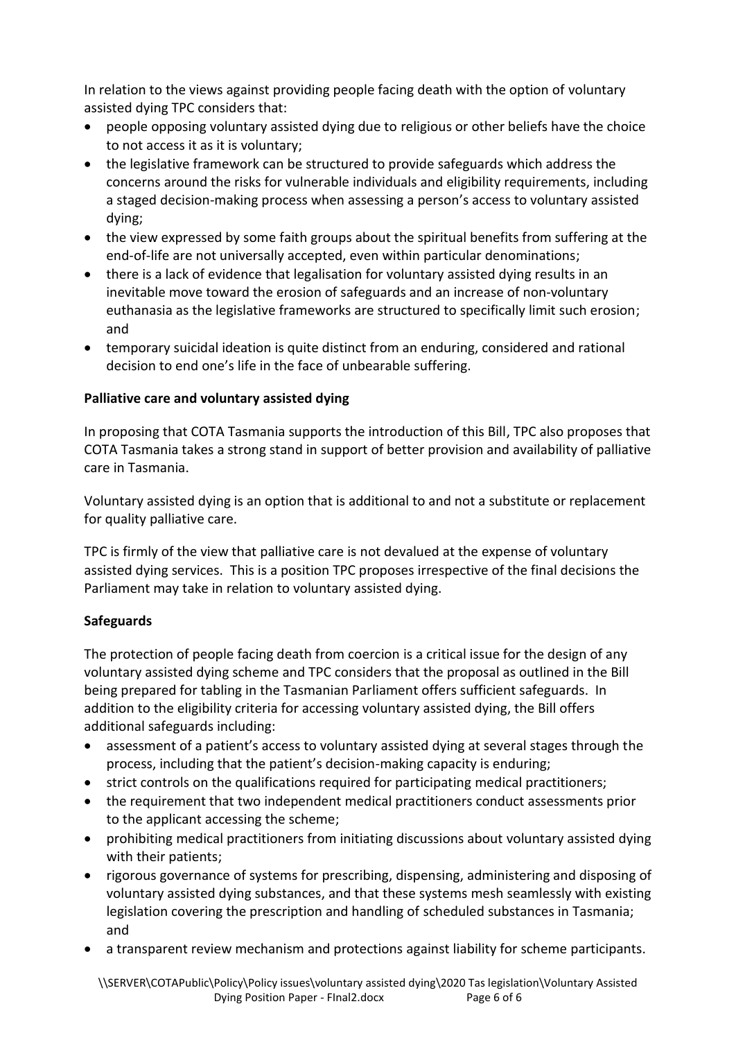In relation to the views against providing people facing death with the option of voluntary assisted dying TPC considers that:

- people opposing voluntary assisted dying due to religious or other beliefs have the choice to not access it as it is voluntary;
- the legislative framework can be structured to provide safeguards which address the concerns around the risks for vulnerable individuals and eligibility requirements, including a staged decision-making process when assessing a person's access to voluntary assisted dying;
- the view expressed by some faith groups about the spiritual benefits from suffering at the end-of-life are not universally accepted, even within particular denominations;
- there is a lack of evidence that legalisation for voluntary assisted dying results in an inevitable move toward the erosion of safeguards and an increase of non-voluntary euthanasia as the legislative frameworks are structured to specifically limit such erosion; and
- temporary suicidal ideation is quite distinct from an enduring, considered and rational decision to end one's life in the face of unbearable suffering.

**Palliative care and voluntary assisted dying**

In proposing that COTA Tasmania supports the introduction of this Bill, TPC also proposes that COTA Tasmania takes a strong stand in support of better provision and availability of palliative care in Tasmania.

Voluntary assisted dying is an option that is additional to and not a substitute or replacement for quality palliative care.

TPC is firmly of the view that palliative care is not devalued at the expense of voluntary assisted dying services. This is a position TPC proposes irrespective of the final decisions the Parliament may take in relation to voluntary assisted dying.

**Safeguards**

The protection of people facing death from coercion is a critical issue for the design of any voluntary assisted dying scheme and TPC considers that the proposal as outlined in the Bill being prepared for tabling in the Tasmanian Parliament offers sufficient safeguards. In addition to the eligibility criteria for accessing voluntary assisted dying, the Bill offers additional safeguards including:

- assessment of a patient's access to voluntary assisted dying at several stages through the process, including that the patient's decision-making capacity is enduring;
- strict controls on the qualifications required for participating medical practitioners;
- the requirement that two independent medical practitioners conduct assessments prior to the applicant accessing the scheme;
- prohibiting medical practitioners from initiating discussions about voluntary assisted dying with their patients;
- rigorous governance of systems for prescribing, dispensing, administering and disposing of voluntary assisted dying substances, and that these systems mesh seamlessly with existing legislation covering the prescription and handling of scheduled substances in Tasmania; and
- a transparent review mechanism and protections against liability for scheme participants.